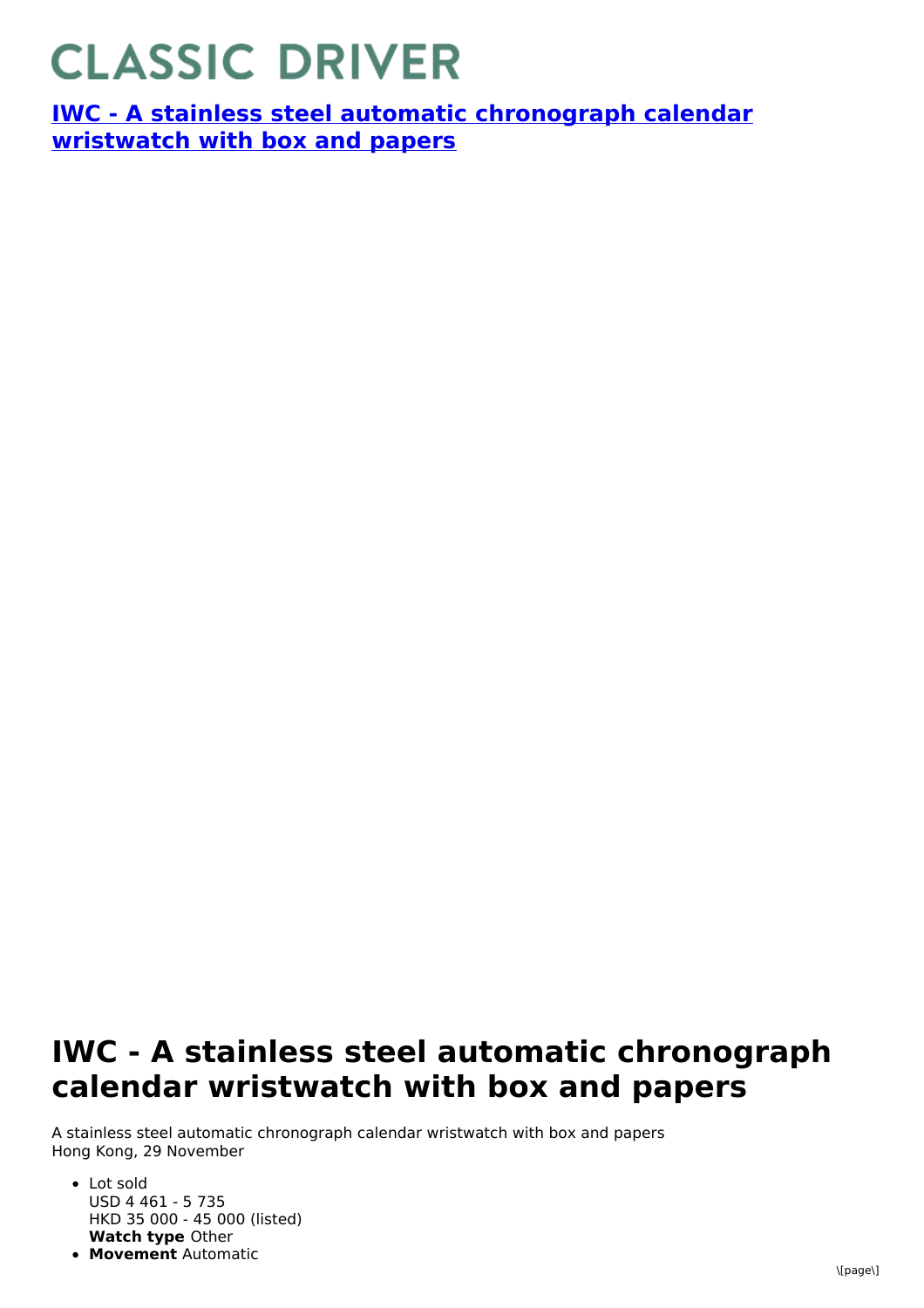# CLASSIC DRIVER

**[IWC - A stainless steel automatic chronograph calendar wristwatch with box and papers]()**

## IWC - A stainless steel automatic chronograph calendar wristwatch with box and papers

A stainless steel automatic chronograph calendar wristwatch with box and papers
Hong Kong, 29 November

- Lot sold
  USD 4 461 - 5 735
  HKD 35 000 - 45 000 (listed)
  **Watch type** Other
- **Movement** Automatic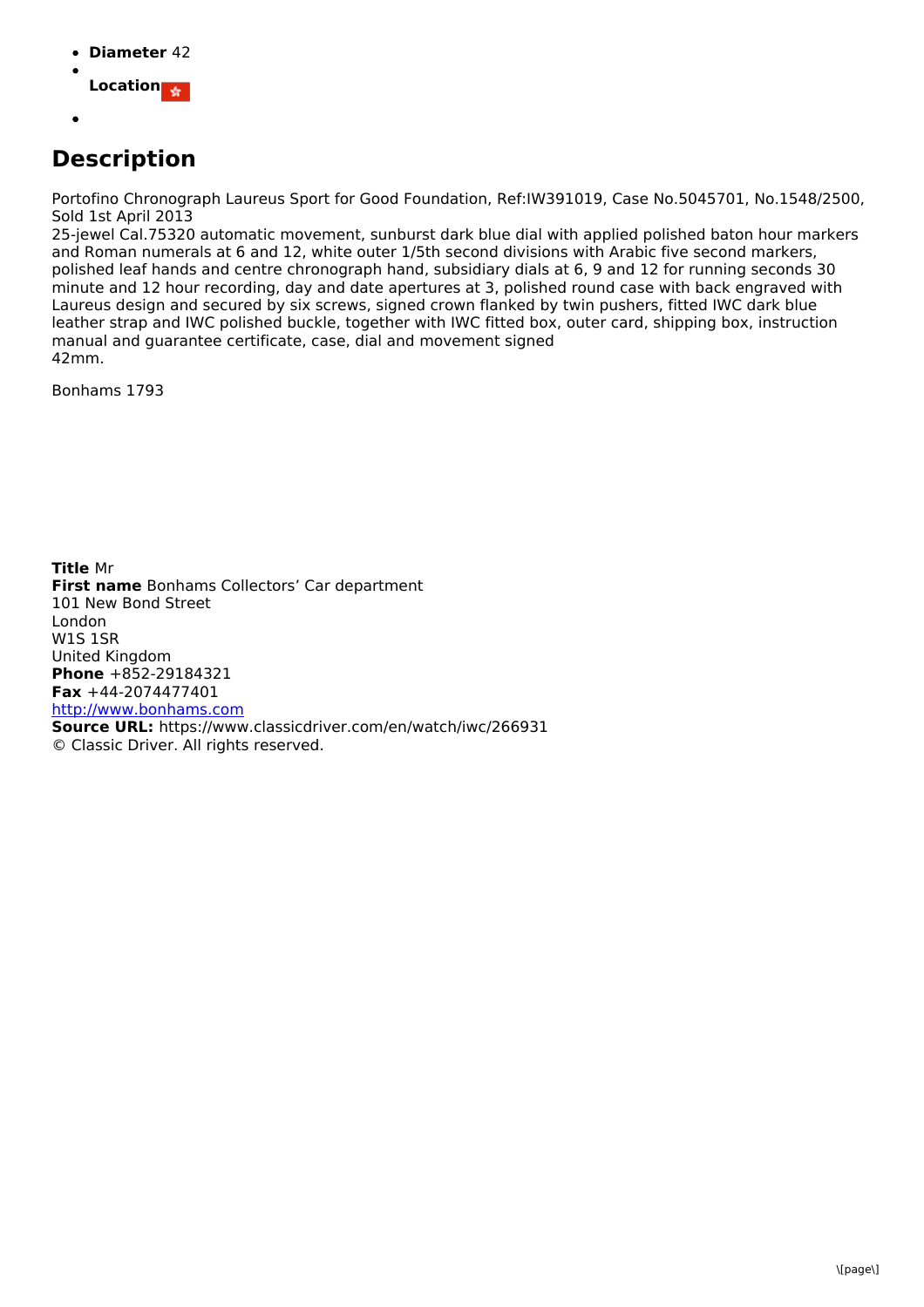- **Diameter** 42
- **Location**
-

## Description

Portofino Chronograph Laureus Sport for Good Foundation, Ref:IW391019, Case No.5045701, No.1548/2500, Sold 1st April 2013
25-jewel Cal.75320 automatic movement, sunburst dark blue dial with applied polished baton hour markers and Roman numerals at 6 and 12, white outer 1/5th second divisions with Arabic five second markers, polished leaf hands and centre chronograph hand, subsidiary dials at 6, 9 and 12 for running seconds 30 minute and 12 hour recording, day and date apertures at 3, polished round case with back engraved with Laureus design and secured by six screws, signed crown flanked by twin pushers, fitted IWC dark blue leather strap and IWC polished buckle, together with IWC fitted box, outer card, shipping box, instruction manual and guarantee certificate, case, dial and movement signed
42mm.

Bonhams 1793

**Title** Mr
**First name** Bonhams Collectors' Car department
101 New Bond Street
London
W1S 1SR
United Kingdom
**Phone** +852-29184321
**Fax** +44-2074477401
[http://www.bonhams.com](http://www.bonhams.com)
**Source URL:** https://www.classicdriver.com/en/watch/iwc/266931
© Classic Driver. All rights reserved.